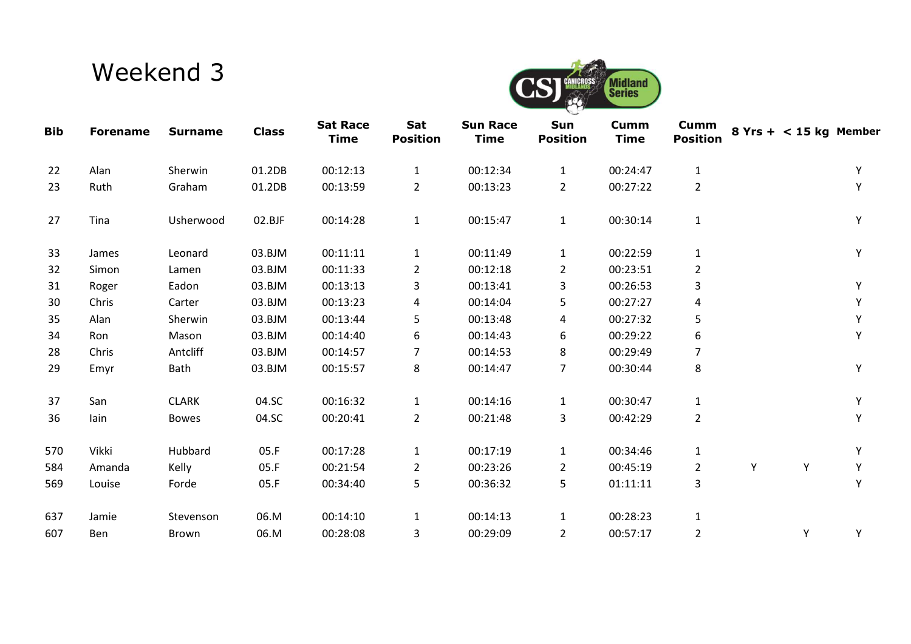# Weekend 3

| Bib | Forename | Surname | Class | Sat Race Time | Sat Position | Sun Race Time | Sun Position | Cumm Time | Cumm Position | 8 Yrs + | < 15 kg | Member |
|---|---|---|---|---|---|---|---|---|---|---|---|---|
| 22 | Alan | Sherwin | 01.2DB | 00:12:13 | 1 | 00:12:34 | 1 | 00:24:47 | 1 | | | Y |
| 23 | Ruth | Graham | 01.2DB | 00:13:59 | 2 | 00:13:23 | 2 | 00:27:22 | 2 | | | Y |
| 27 | Tina | Usherwood | 02.BJF | 00:14:28 | 1 | 00:15:47 | 1 | 00:30:14 | 1 | | | Y |
| 33 | James | Leonard | 03.BJM | 00:11:11 | 1 | 00:11:49 | 1 | 00:22:59 | 1 | | | Y |
| 32 | Simon | Lamen | 03.BJM | 00:11:33 | 2 | 00:12:18 | 2 | 00:23:51 | 2 | | | |
| 31 | Roger | Eadon | 03.BJM | 00:13:13 | 3 | 00:13:41 | 3 | 00:26:53 | 3 | | | Y |
| 30 | Chris | Carter | 03.BJM | 00:13:23 | 4 | 00:14:04 | 5 | 00:27:27 | 4 | | | Y |
| 35 | Alan | Sherwin | 03.BJM | 00:13:44 | 5 | 00:13:48 | 4 | 00:27:32 | 5 | | | Y |
| 34 | Ron | Mason | 03.BJM | 00:14:40 | 6 | 00:14:43 | 6 | 00:29:22 | 6 | | | Y |
| 28 | Chris | Antcliff | 03.BJM | 00:14:57 | 7 | 00:14:53 | 8 | 00:29:49 | 7 | | | |
| 29 | Emyr | Bath | 03.BJM | 00:15:57 | 8 | 00:14:47 | 7 | 00:30:44 | 8 | | | Y |
| 37 | San | CLARK | 04.SC | 00:16:32 | 1 | 00:14:16 | 1 | 00:30:47 | 1 | | | Y |
| 36 | Iain | Bowes | 04.SC | 00:20:41 | 2 | 00:21:48 | 3 | 00:42:29 | 2 | | | Y |
| 570 | Vikki | Hubbard | 05.F | 00:17:28 | 1 | 00:17:19 | 1 | 00:34:46 | 1 | | | Y |
| 584 | Amanda | Kelly | 05.F | 00:21:54 | 2 | 00:23:26 | 2 | 00:45:19 | 2 | Y | Y | Y |
| 569 | Louise | Forde | 05.F | 00:34:40 | 5 | 00:36:32 | 5 | 01:11:11 | 3 | | | Y |
| 637 | Jamie | Stevenson | 06.M | 00:14:10 | 1 | 00:14:13 | 1 | 00:28:23 | 1 | | | |
| 607 | Ben | Brown | 06.M | 00:28:08 | 3 | 00:29:09 | 2 | 00:57:17 | 2 | | Y | Y |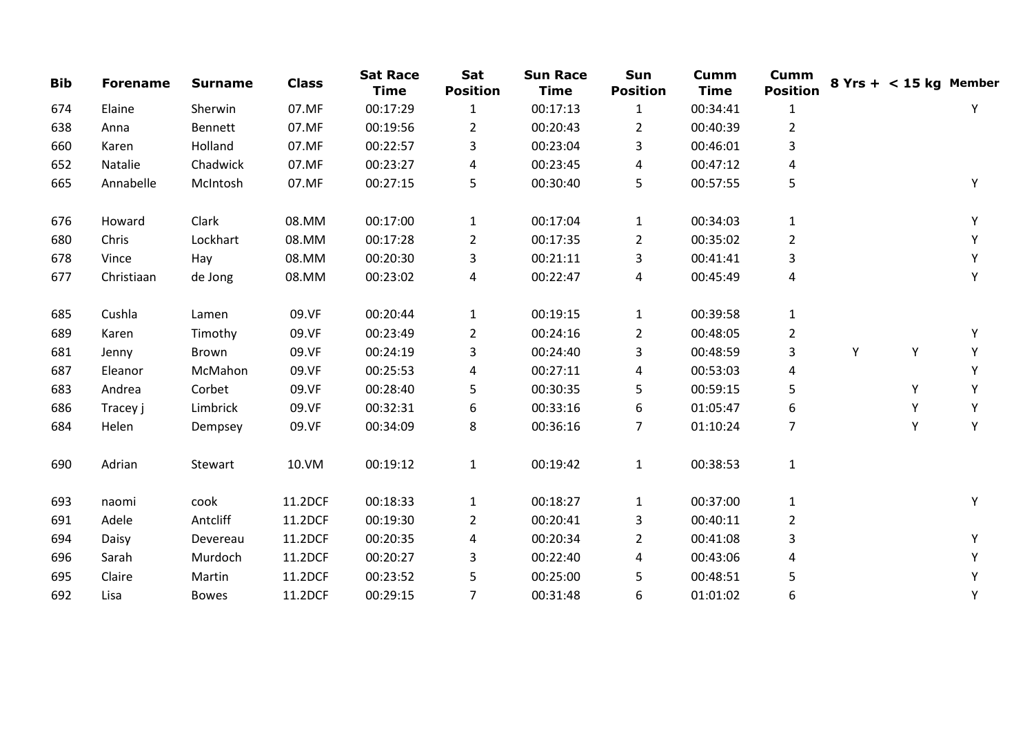| Bib | Forename | Surname | Class | Sat Race Time | Sat Position | Sun Race Time | Sun Position | Cumm Time | Cumm Position | 8 Yrs + | < 15 kg | Member |
|---|---|---|---|---|---|---|---|---|---|---|---|---|
| 674 | Elaine | Sherwin | 07.MF | 00:17:29 | 1 | 00:17:13 | 1 | 00:34:41 | 1 | | | Y |
| 638 | Anna | Bennett | 07.MF | 00:19:56 | 2 | 00:20:43 | 2 | 00:40:39 | 2 | | | |
| 660 | Karen | Holland | 07.MF | 00:22:57 | 3 | 00:23:04 | 3 | 00:46:01 | 3 | | | |
| 652 | Natalie | Chadwick | 07.MF | 00:23:27 | 4 | 00:23:45 | 4 | 00:47:12 | 4 | | | |
| 665 | Annabelle | McIntosh | 07.MF | 00:27:15 | 5 | 00:30:40 | 5 | 00:57:55 | 5 | | | Y |
| | | | | | | | | | | | | |
| 676 | Howard | Clark | 08.MM | 00:17:00 | 1 | 00:17:04 | 1 | 00:34:03 | 1 | | | Y |
| 680 | Chris | Lockhart | 08.MM | 00:17:28 | 2 | 00:17:35 | 2 | 00:35:02 | 2 | | | Y |
| 678 | Vince | Hay | 08.MM | 00:20:30 | 3 | 00:21:11 | 3 | 00:41:41 | 3 | | | Y |
| 677 | Christiaan | de Jong | 08.MM | 00:23:02 | 4 | 00:22:47 | 4 | 00:45:49 | 4 | | | Y |
| | | | | | | | | | | | | |
| 685 | Cushla | Lamen | 09.VF | 00:20:44 | 1 | 00:19:15 | 1 | 00:39:58 | 1 | | | |
| 689 | Karen | Timothy | 09.VF | 00:23:49 | 2 | 00:24:16 | 2 | 00:48:05 | 2 | | | Y |
| 681 | Jenny | Brown | 09.VF | 00:24:19 | 3 | 00:24:40 | 3 | 00:48:59 | 3 | Y | Y | Y |
| 687 | Eleanor | McMahon | 09.VF | 00:25:53 | 4 | 00:27:11 | 4 | 00:53:03 | 4 | | | Y |
| 683 | Andrea | Corbet | 09.VF | 00:28:40 | 5 | 00:30:35 | 5 | 00:59:15 | 5 | | Y | Y |
| 686 | Tracey j | Limbrick | 09.VF | 00:32:31 | 6 | 00:33:16 | 6 | 01:05:47 | 6 | | Y | Y |
| 684 | Helen | Dempsey | 09.VF | 00:34:09 | 8 | 00:36:16 | 7 | 01:10:24 | 7 | | Y | Y |
| | | | | | | | | | | | | |
| 690 | Adrian | Stewart | 10.VM | 00:19:12 | 1 | 00:19:42 | 1 | 00:38:53 | 1 | | | |
| | | | | | | | | | | | | |
| 693 | naomi | cook | 11.2DCF | 00:18:33 | 1 | 00:18:27 | 1 | 00:37:00 | 1 | | | Y |
| 691 | Adele | Antcliff | 11.2DCF | 00:19:30 | 2 | 00:20:41 | 3 | 00:40:11 | 2 | | | |
| 694 | Daisy | Devereau | 11.2DCF | 00:20:35 | 4 | 00:20:34 | 2 | 00:41:08 | 3 | | | Y |
| 696 | Sarah | Murdoch | 11.2DCF | 00:20:27 | 3 | 00:22:40 | 4 | 00:43:06 | 4 | | | Y |
| 695 | Claire | Martin | 11.2DCF | 00:23:52 | 5 | 00:25:00 | 5 | 00:48:51 | 5 | | | Y |
| 692 | Lisa | Bowes | 11.2DCF | 00:29:15 | 7 | 00:31:48 | 6 | 01:01:02 | 6 | | | Y |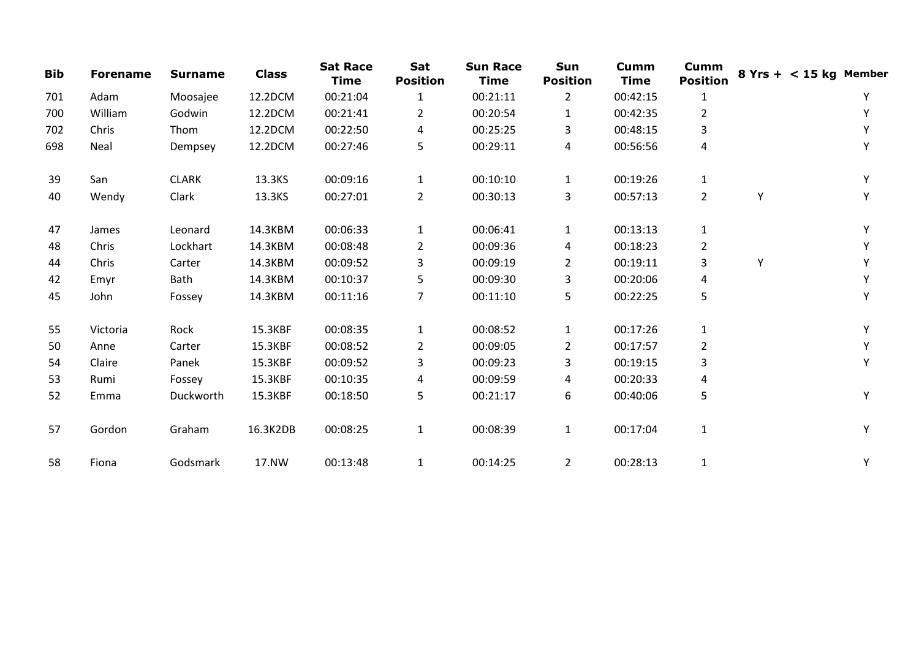| Bib | Forename | Surname | Class | Sat Race Time | Sat Position | Sun Race Time | Sun Position | Cumm Time | Cumm Position | 8 Yrs + | < 15 kg | Member |
|---|---|---|---|---|---|---|---|---|---|---|---|---|
| 701 | Adam | Moosajee | 12.2DCM | 00:21:04 | 1 | 00:21:11 | 2 | 00:42:15 | 1 | | | Y |
| 700 | William | Godwin | 12.2DCM | 00:21:41 | 2 | 00:20:54 | 1 | 00:42:35 | 2 | | | Y |
| 702 | Chris | Thom | 12.2DCM | 00:22:50 | 4 | 00:25:25 | 3 | 00:48:15 | 3 | | | Y |
| 698 | Neal | Dempsey | 12.2DCM | 00:27:46 | 5 | 00:29:11 | 4 | 00:56:56 | 4 | | | Y |
| | | | | | | | | | | | | |
| 39 | San | CLARK | 13.3KS | 00:09:16 | 1 | 00:10:10 | 1 | 00:19:26 | 1 | | | Y |
| 40 | Wendy | Clark | 13.3KS | 00:27:01 | 2 | 00:30:13 | 3 | 00:57:13 | 2 | Y | | Y |
| | | | | | | | | | | | | |
| 47 | James | Leonard | 14.3KBM | 00:06:33 | 1 | 00:06:41 | 1 | 00:13:13 | 1 | | | Y |
| 48 | Chris | Lockhart | 14.3KBM | 00:08:48 | 2 | 00:09:36 | 4 | 00:18:23 | 2 | | | Y |
| 44 | Chris | Carter | 14.3KBM | 00:09:52 | 3 | 00:09:19 | 2 | 00:19:11 | 3 | Y | | Y |
| 42 | Emyr | Bath | 14.3KBM | 00:10:37 | 5 | 00:09:30 | 3 | 00:20:06 | 4 | | | Y |
| 45 | John | Fossey | 14.3KBM | 00:11:16 | 7 | 00:11:10 | 5 | 00:22:25 | 5 | | | Y |
| | | | | | | | | | | | | |
| 55 | Victoria | Rock | 15.3KBF | 00:08:35 | 1 | 00:08:52 | 1 | 00:17:26 | 1 | | | Y |
| 50 | Anne | Carter | 15.3KBF | 00:08:52 | 2 | 00:09:05 | 2 | 00:17:57 | 2 | | | Y |
| 54 | Claire | Panek | 15.3KBF | 00:09:52 | 3 | 00:09:23 | 3 | 00:19:15 | 3 | | | Y |
| 53 | Rumi | Fossey | 15.3KBF | 00:10:35 | 4 | 00:09:59 | 4 | 00:20:33 | 4 | | | |
| 52 | Emma | Duckworth | 15.3KBF | 00:18:50 | 5 | 00:21:17 | 6 | 00:40:06 | 5 | | | Y |
| | | | | | | | | | | | | |
| 57 | Gordon | Graham | 16.3K2DB | 00:08:25 | 1 | 00:08:39 | 1 | 00:17:04 | 1 | | | Y |
| | | | | | | | | | | | | |
| 58 | Fiona | Godsmark | 17.NW | 00:13:48 | 1 | 00:14:25 | 2 | 00:28:13 | 1 | | | Y |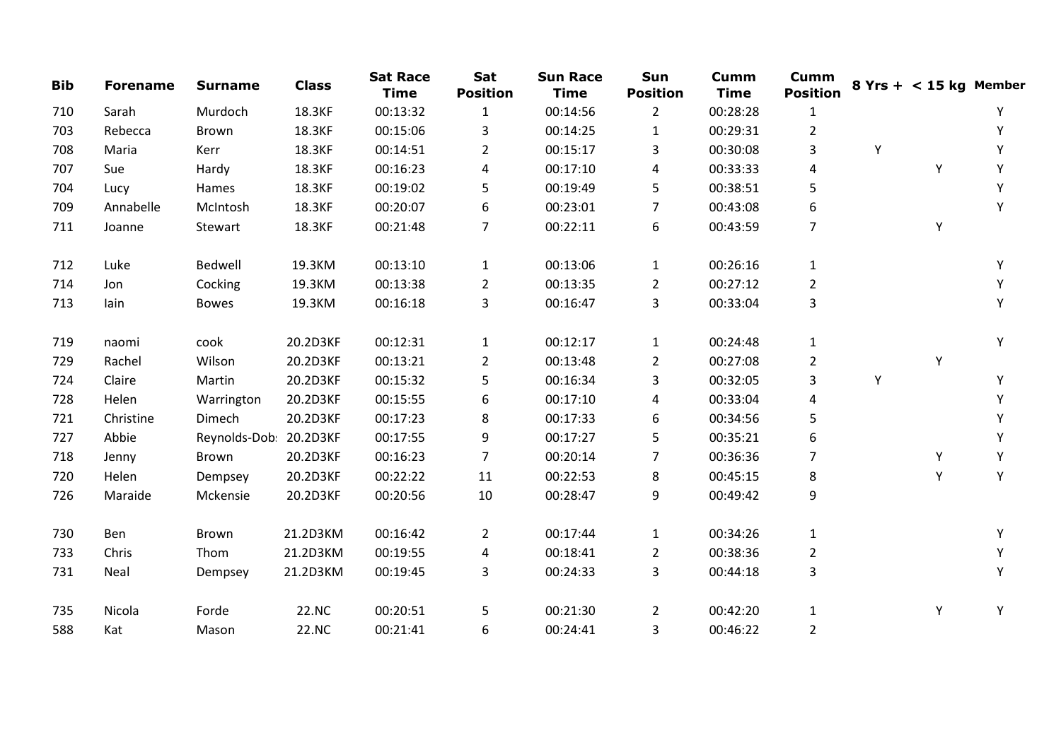| Bib | Forename | Surname | Class | Sat Race Time | Sat Position | Sun Race Time | Sun Position | Cumm Time | Cumm Position | 8 Yrs + | < 15 kg | Member |
|---|---|---|---|---|---|---|---|---|---|---|---|---|
| 710 | Sarah | Murdoch | 18.3KF | 00:13:32 | 1 | 00:14:56 | 2 | 00:28:28 | 1 | | | Y |
| 703 | Rebecca | Brown | 18.3KF | 00:15:06 | 3 | 00:14:25 | 1 | 00:29:31 | 2 | | | Y |
| 708 | Maria | Kerr | 18.3KF | 00:14:51 | 2 | 00:15:17 | 3 | 00:30:08 | 3 | Y | | Y |
| 707 | Sue | Hardy | 18.3KF | 00:16:23 | 4 | 00:17:10 | 4 | 00:33:33 | 4 | | Y | Y |
| 704 | Lucy | Hames | 18.3KF | 00:19:02 | 5 | 00:19:49 | 5 | 00:38:51 | 5 | | | Y |
| 709 | Annabelle | McIntosh | 18.3KF | 00:20:07 | 6 | 00:23:01 | 7 | 00:43:08 | 6 | | | Y |
| 711 | Joanne | Stewart | 18.3KF | 00:21:48 | 7 | 00:22:11 | 6 | 00:43:59 | 7 | | Y | |
| | | | | | | | | | | | | |
| 712 | Luke | Bedwell | 19.3KM | 00:13:10 | 1 | 00:13:06 | 1 | 00:26:16 | 1 | | | Y |
| 714 | Jon | Cocking | 19.3KM | 00:13:38 | 2 | 00:13:35 | 2 | 00:27:12 | 2 | | | Y |
| 713 | Iain | Bowes | 19.3KM | 00:16:18 | 3 | 00:16:47 | 3 | 00:33:04 | 3 | | | Y |
| | | | | | | | | | | | | |
| 719 | naomi | cook | 20.2D3KF | 00:12:31 | 1 | 00:12:17 | 1 | 00:24:48 | 1 | | | Y |
| 729 | Rachel | Wilson | 20.2D3KF | 00:13:21 | 2 | 00:13:48 | 2 | 00:27:08 | 2 | | Y | |
| 724 | Claire | Martin | 20.2D3KF | 00:15:32 | 5 | 00:16:34 | 3 | 00:32:05 | 3 | Y | | Y |
| 728 | Helen | Warrington | 20.2D3KF | 00:15:55 | 6 | 00:17:10 | 4 | 00:33:04 | 4 | | | Y |
| 721 | Christine | Dimech | 20.2D3KF | 00:17:23 | 8 | 00:17:33 | 6 | 00:34:56 | 5 | | | Y |
| 727 | Abbie | Reynolds-Dob: | 20.2D3KF | 00:17:55 | 9 | 00:17:27 | 5 | 00:35:21 | 6 | | | Y |
| 718 | Jenny | Brown | 20.2D3KF | 00:16:23 | 7 | 00:20:14 | 7 | 00:36:36 | 7 | | Y | Y |
| 720 | Helen | Dempsey | 20.2D3KF | 00:22:22 | 11 | 00:22:53 | 8 | 00:45:15 | 8 | | Y | Y |
| 726 | Maraide | Mckensie | 20.2D3KF | 00:20:56 | 10 | 00:28:47 | 9 | 00:49:42 | 9 | | | |
| | | | | | | | | | | | | |
| 730 | Ben | Brown | 21.2D3KM | 00:16:42 | 2 | 00:17:44 | 1 | 00:34:26 | 1 | | | Y |
| 733 | Chris | Thom | 21.2D3KM | 00:19:55 | 4 | 00:18:41 | 2 | 00:38:36 | 2 | | | Y |
| 731 | Neal | Dempsey | 21.2D3KM | 00:19:45 | 3 | 00:24:33 | 3 | 00:44:18 | 3 | | | Y |
| | | | | | | | | | | | | |
| 735 | Nicola | Forde | 22.NC | 00:20:51 | 5 | 00:21:30 | 2 | 00:42:20 | 1 | | Y | Y |
| 588 | Kat | Mason | 22.NC | 00:21:41 | 6 | 00:24:41 | 3 | 00:46:22 | 2 | | | |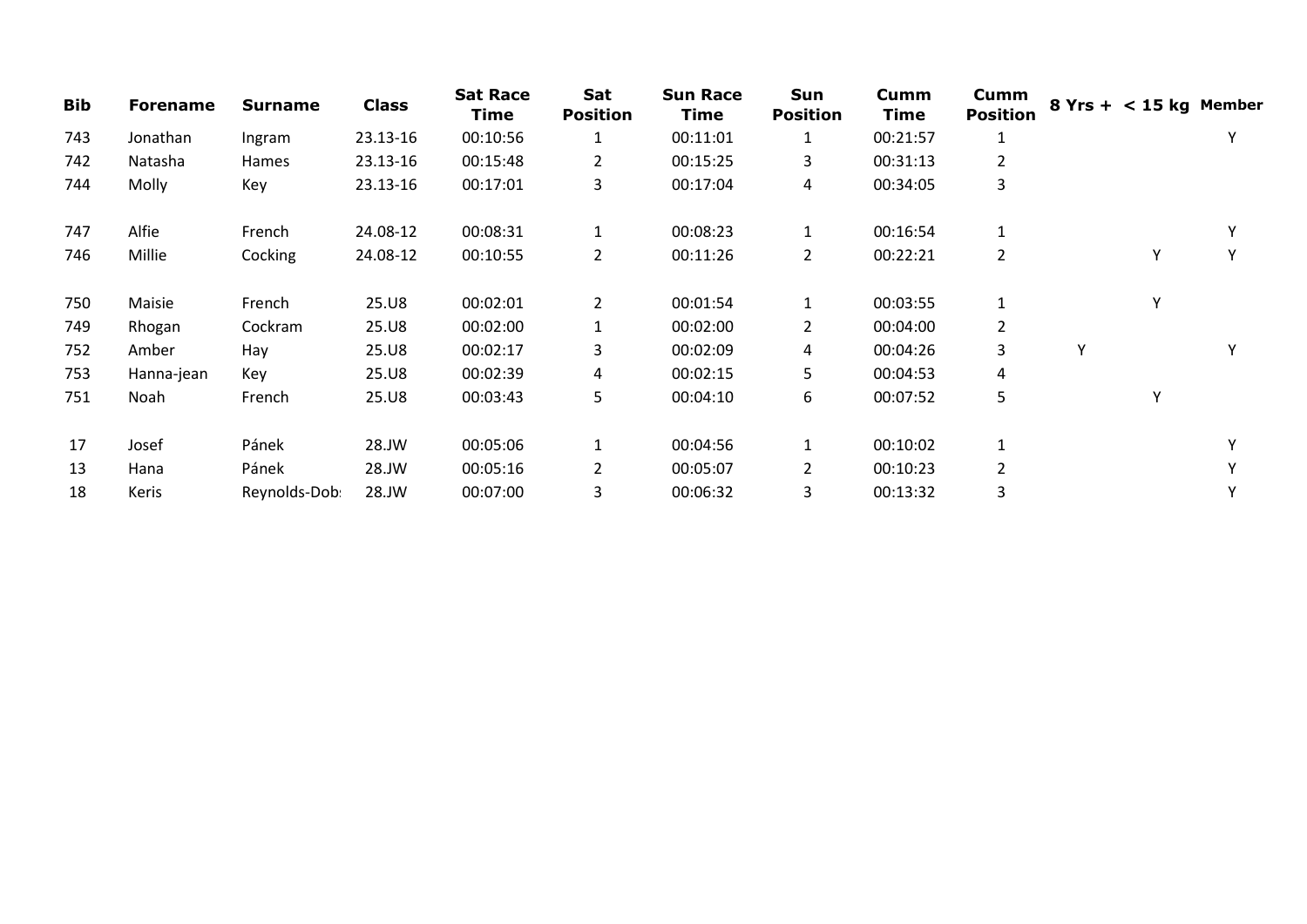| Bib | Forename | Surname | Class | Sat Race Time | Sat Position | Sun Race Time | Sun Position | Cumm Time | Cumm Position | 8 Yrs + | < 15 kg | Member |
|---|---|---|---|---|---|---|---|---|---|---|---|---|
| 743 | Jonathan | Ingram | 23.13-16 | 00:10:56 | 1 | 00:11:01 | 1 | 00:21:57 | 1 | | | Y |
| 742 | Natasha | Hames | 23.13-16 | 00:15:48 | 2 | 00:15:25 | 3 | 00:31:13 | 2 | | | |
| 744 | Molly | Key | 23.13-16 | 00:17:01 | 3 | 00:17:04 | 4 | 00:34:05 | 3 | | | |
| | | | | | | | | | | | | |
| 747 | Alfie | French | 24.08-12 | 00:08:31 | 1 | 00:08:23 | 1 | 00:16:54 | 1 | | | Y |
| 746 | Millie | Cocking | 24.08-12 | 00:10:55 | 2 | 00:11:26 | 2 | 00:22:21 | 2 | | Y | Y |
| | | | | | | | | | | | | |
| 750 | Maisie | French | 25.U8 | 00:02:01 | 2 | 00:01:54 | 1 | 00:03:55 | 1 | | Y | |
| 749 | Rhogan | Cockram | 25.U8 | 00:02:00 | 1 | 00:02:00 | 2 | 00:04:00 | 2 | | | |
| 752 | Amber | Hay | 25.U8 | 00:02:17 | 3 | 00:02:09 | 4 | 00:04:26 | 3 | Y | | Y |
| 753 | Hanna-jean | Key | 25.U8 | 00:02:39 | 4 | 00:02:15 | 5 | 00:04:53 | 4 | | | |
| 751 | Noah | French | 25.U8 | 00:03:43 | 5 | 00:04:10 | 6 | 00:07:52 | 5 | | Y | |
| | | | | | | | | | | | | |
| 17 | Josef | Pánek | 28.JW | 00:05:06 | 1 | 00:04:56 | 1 | 00:10:02 | 1 | | | Y |
| 13 | Hana | Pánek | 28.JW | 00:05:16 | 2 | 00:05:07 | 2 | 00:10:23 | 2 | | | Y |
| 18 | Keris | Reynolds-Dob: | 28.JW | 00:07:00 | 3 | 00:06:32 | 3 | 00:13:32 | 3 | | | Y |